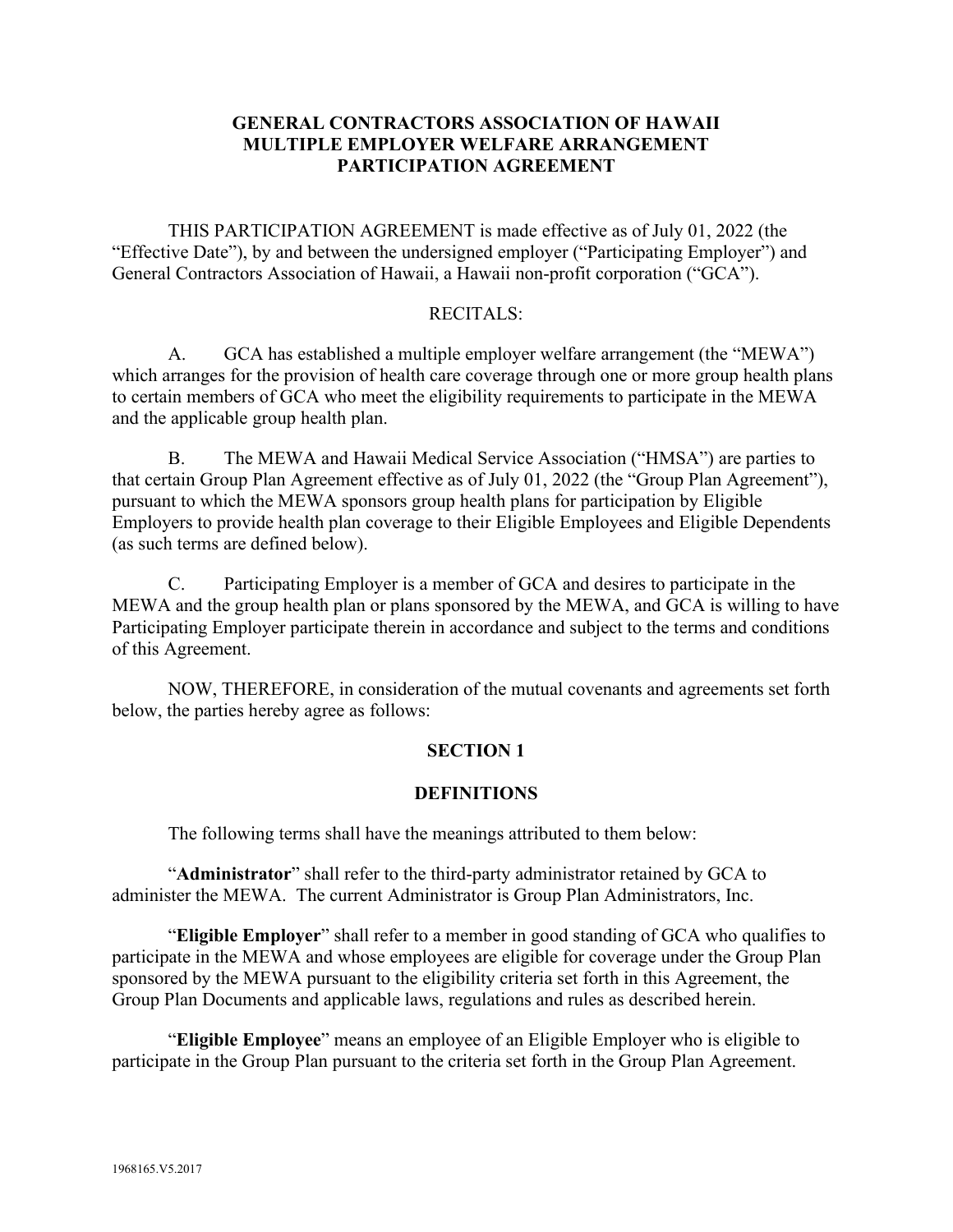# GENERAL CONTRACTORS ASSOCIATION OF HAWAII
# MULTIPLE EMPLOYER WELFARE ARRANGEMENT
# PARTICIPATION AGREEMENT

THIS PARTICIPATION AGREEMENT is made effective as of July 01, 2022 (the "Effective Date"), by and between the undersigned employer ("Participating Employer") and General Contractors Association of Hawaii, a Hawaii non-profit corporation ("GCA").

RECITALS:

A. GCA has established a multiple employer welfare arrangement (the "MEWA") which arranges for the provision of health care coverage through one or more group health plans to certain members of GCA who meet the eligibility requirements to participate in the MEWA and the applicable group health plan.

B. The MEWA and Hawaii Medical Service Association ("HMSA") are parties to that certain Group Plan Agreement effective as of July 01, 2022 (the "Group Plan Agreement"), pursuant to which the MEWA sponsors group health plans for participation by Eligible Employers to provide health plan coverage to their Eligible Employees and Eligible Dependents (as such terms are defined below).

C. Participating Employer is a member of GCA and desires to participate in the MEWA and the group health plan or plans sponsored by the MEWA, and GCA is willing to have Participating Employer participate therein in accordance and subject to the terms and conditions of this Agreement.

NOW, THEREFORE, in consideration of the mutual covenants and agreements set forth below, the parties hereby agree as follows:

## SECTION 1

## DEFINITIONS

The following terms shall have the meanings attributed to them below:

"**Administrator**" shall refer to the third-party administrator retained by GCA to administer the MEWA. The current Administrator is Group Plan Administrators, Inc.

"**Eligible Employer**" shall refer to a member in good standing of GCA who qualifies to participate in the MEWA and whose employees are eligible for coverage under the Group Plan sponsored by the MEWA pursuant to the eligibility criteria set forth in this Agreement, the Group Plan Documents and applicable laws, regulations and rules as described herein.

"**Eligible Employee**" means an employee of an Eligible Employer who is eligible to participate in the Group Plan pursuant to the criteria set forth in the Group Plan Agreement.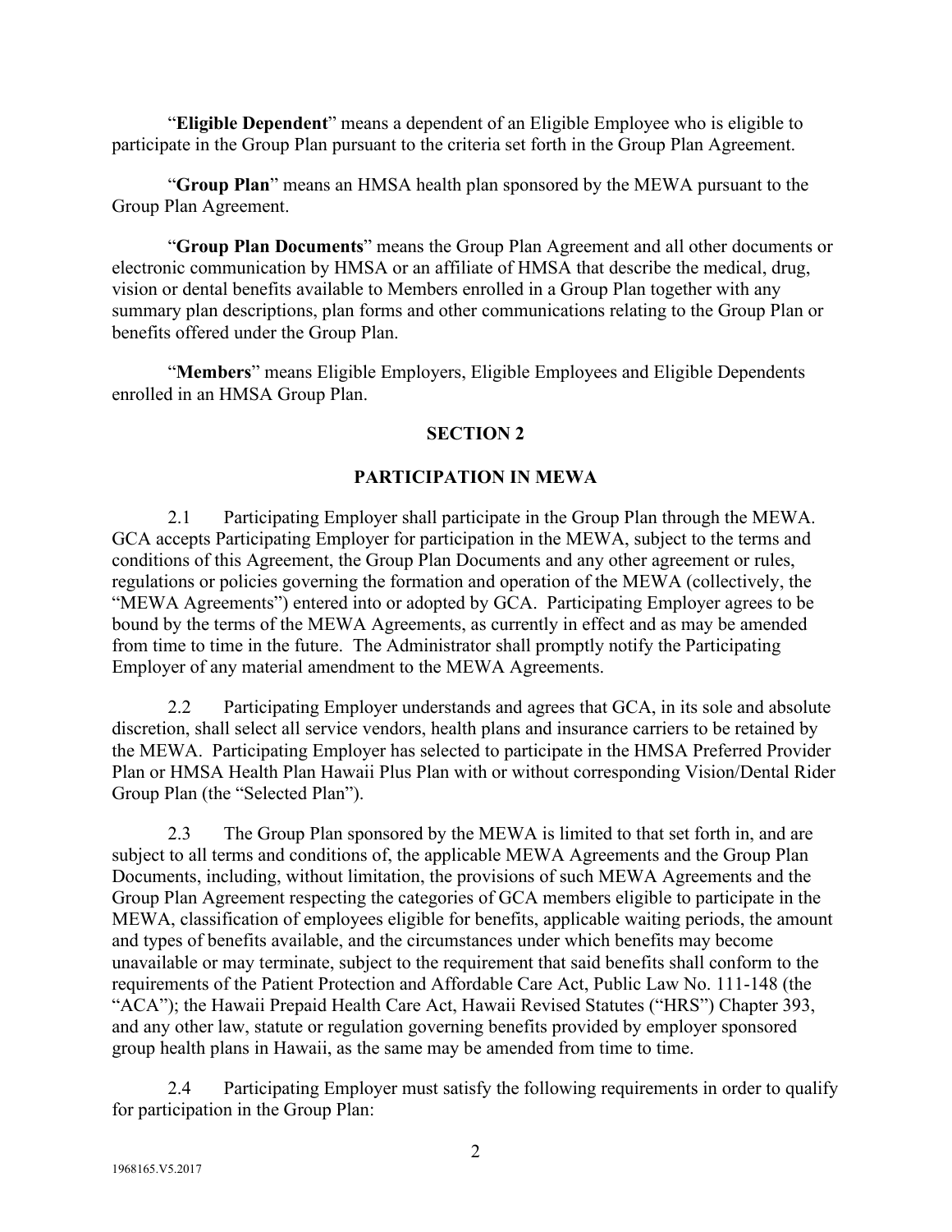"**Eligible Dependent**" means a dependent of an Eligible Employee who is eligible to participate in the Group Plan pursuant to the criteria set forth in the Group Plan Agreement.

"**Group Plan**" means an HMSA health plan sponsored by the MEWA pursuant to the Group Plan Agreement.

"**Group Plan Documents**" means the Group Plan Agreement and all other documents or electronic communication by HMSA or an affiliate of HMSA that describe the medical, drug, vision or dental benefits available to Members enrolled in a Group Plan together with any summary plan descriptions, plan forms and other communications relating to the Group Plan or benefits offered under the Group Plan.

"**Members**" means Eligible Employers, Eligible Employees and Eligible Dependents enrolled in an HMSA Group Plan.

## SECTION 2

## PARTICIPATION IN MEWA

2.1 Participating Employer shall participate in the Group Plan through the MEWA. GCA accepts Participating Employer for participation in the MEWA, subject to the terms and conditions of this Agreement, the Group Plan Documents and any other agreement or rules, regulations or policies governing the formation and operation of the MEWA (collectively, the "MEWA Agreements") entered into or adopted by GCA. Participating Employer agrees to be bound by the terms of the MEWA Agreements, as currently in effect and as may be amended from time to time in the future. The Administrator shall promptly notify the Participating Employer of any material amendment to the MEWA Agreements.

2.2 Participating Employer understands and agrees that GCA, in its sole and absolute discretion, shall select all service vendors, health plans and insurance carriers to be retained by the MEWA. Participating Employer has selected to participate in the HMSA Preferred Provider Plan or HMSA Health Plan Hawaii Plus Plan with or without corresponding Vision/Dental Rider Group Plan (the "Selected Plan").

2.3 The Group Plan sponsored by the MEWA is limited to that set forth in, and are subject to all terms and conditions of, the applicable MEWA Agreements and the Group Plan Documents, including, without limitation, the provisions of such MEWA Agreements and the Group Plan Agreement respecting the categories of GCA members eligible to participate in the MEWA, classification of employees eligible for benefits, applicable waiting periods, the amount and types of benefits available, and the circumstances under which benefits may become unavailable or may terminate, subject to the requirement that said benefits shall conform to the requirements of the Patient Protection and Affordable Care Act, Public Law No. 111-148 (the "ACA"); the Hawaii Prepaid Health Care Act, Hawaii Revised Statutes ("HRS") Chapter 393, and any other law, statute or regulation governing benefits provided by employer sponsored group health plans in Hawaii, as the same may be amended from time to time.

2.4 Participating Employer must satisfy the following requirements in order to qualify for participation in the Group Plan:

1968165.V5.2017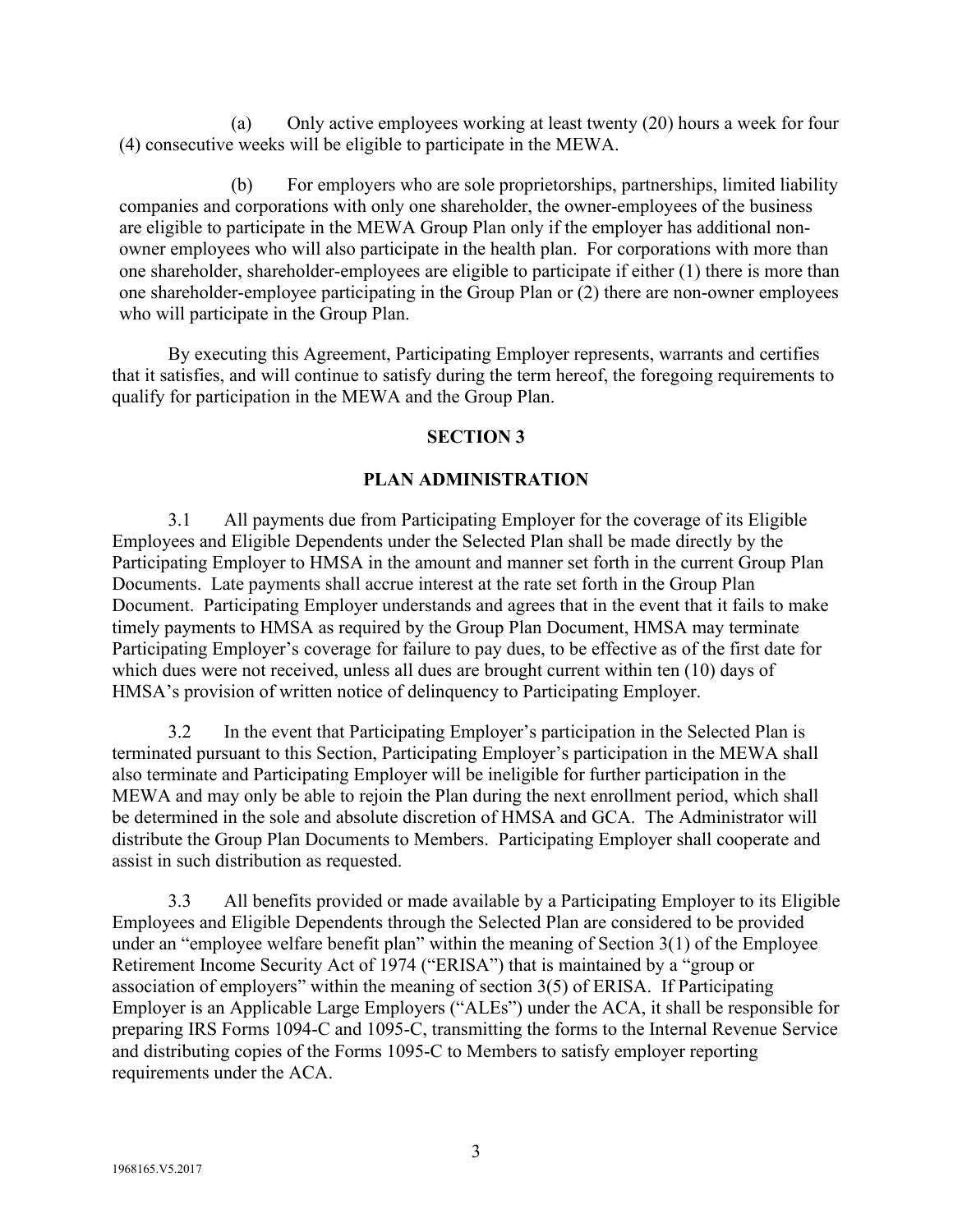(a) Only active employees working at least twenty (20) hours a week for four (4) consecutive weeks will be eligible to participate in the MEWA.

(b) For employers who are sole proprietorships, partnerships, limited liability companies and corporations with only one shareholder, the owner-employees of the business are eligible to participate in the MEWA Group Plan only if the employer has additional non-owner employees who will also participate in the health plan. For corporations with more than one shareholder, shareholder-employees are eligible to participate if either (1) there is more than one shareholder-employee participating in the Group Plan or (2) there are non-owner employees who will participate in the Group Plan.

By executing this Agreement, Participating Employer represents, warrants and certifies that it satisfies, and will continue to satisfy during the term hereof, the foregoing requirements to qualify for participation in the MEWA and the Group Plan.

## SECTION 3

## PLAN ADMINISTRATION

3.1 All payments due from Participating Employer for the coverage of its Eligible Employees and Eligible Dependents under the Selected Plan shall be made directly by the Participating Employer to HMSA in the amount and manner set forth in the current Group Plan Documents. Late payments shall accrue interest at the rate set forth in the Group Plan Document. Participating Employer understands and agrees that in the event that it fails to make timely payments to HMSA as required by the Group Plan Document, HMSA may terminate Participating Employer's coverage for failure to pay dues, to be effective as of the first date for which dues were not received, unless all dues are brought current within ten (10) days of HMSA's provision of written notice of delinquency to Participating Employer.

3.2 In the event that Participating Employer's participation in the Selected Plan is terminated pursuant to this Section, Participating Employer's participation in the MEWA shall also terminate and Participating Employer will be ineligible for further participation in the MEWA and may only be able to rejoin the Plan during the next enrollment period, which shall be determined in the sole and absolute discretion of HMSA and GCA. The Administrator will distribute the Group Plan Documents to Members. Participating Employer shall cooperate and assist in such distribution as requested.

3.3 All benefits provided or made available by a Participating Employer to its Eligible Employees and Eligible Dependents through the Selected Plan are considered to be provided under an "employee welfare benefit plan" within the meaning of Section 3(1) of the Employee Retirement Income Security Act of 1974 ("ERISA") that is maintained by a "group or association of employers" within the meaning of section 3(5) of ERISA. If Participating Employer is an Applicable Large Employers ("ALEs") under the ACA, it shall be responsible for preparing IRS Forms 1094-C and 1095-C, transmitting the forms to the Internal Revenue Service and distributing copies of the Forms 1095-C to Members to satisfy employer reporting requirements under the ACA.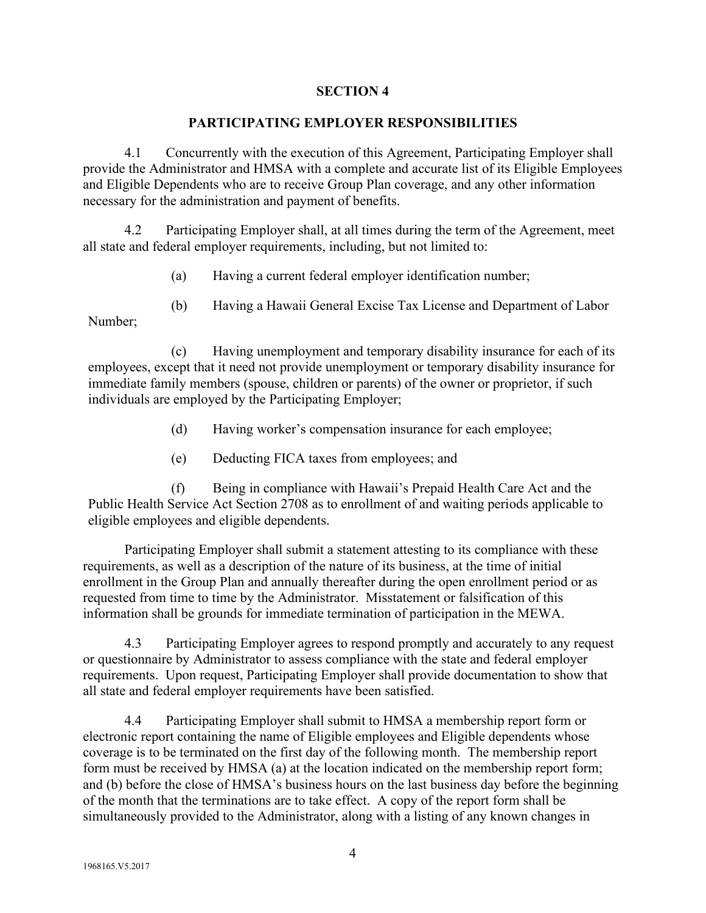## SECTION 4

## PARTICIPATING EMPLOYER RESPONSIBILITIES

4.1 Concurrently with the execution of this Agreement, Participating Employer shall provide the Administrator and HMSA with a complete and accurate list of its Eligible Employees and Eligible Dependents who are to receive Group Plan coverage, and any other information necessary for the administration and payment of benefits.

4.2 Participating Employer shall, at all times during the term of the Agreement, meet all state and federal employer requirements, including, but not limited to:

(a) Having a current federal employer identification number;

(b) Having a Hawaii General Excise Tax License and Department of Labor Number;

(c) Having unemployment and temporary disability insurance for each of its employees, except that it need not provide unemployment or temporary disability insurance for immediate family members (spouse, children or parents) of the owner or proprietor, if such individuals are employed by the Participating Employer;

(d) Having worker's compensation insurance for each employee;

(e) Deducting FICA taxes from employees; and

(f) Being in compliance with Hawaii's Prepaid Health Care Act and the Public Health Service Act Section 2708 as to enrollment of and waiting periods applicable to eligible employees and eligible dependents.

Participating Employer shall submit a statement attesting to its compliance with these requirements, as well as a description of the nature of its business, at the time of initial enrollment in the Group Plan and annually thereafter during the open enrollment period or as requested from time to time by the Administrator. Misstatement or falsification of this information shall be grounds for immediate termination of participation in the MEWA.

4.3 Participating Employer agrees to respond promptly and accurately to any request or questionnaire by Administrator to assess compliance with the state and federal employer requirements. Upon request, Participating Employer shall provide documentation to show that all state and federal employer requirements have been satisfied.

4.4 Participating Employer shall submit to HMSA a membership report form or electronic report containing the name of Eligible employees and Eligible dependents whose coverage is to be terminated on the first day of the following month. The membership report form must be received by HMSA (a) at the location indicated on the membership report form; and (b) before the close of HMSA's business hours on the last business day before the beginning of the month that the terminations are to take effect. A copy of the report form shall be simultaneously provided to the Administrator, along with a listing of any known changes in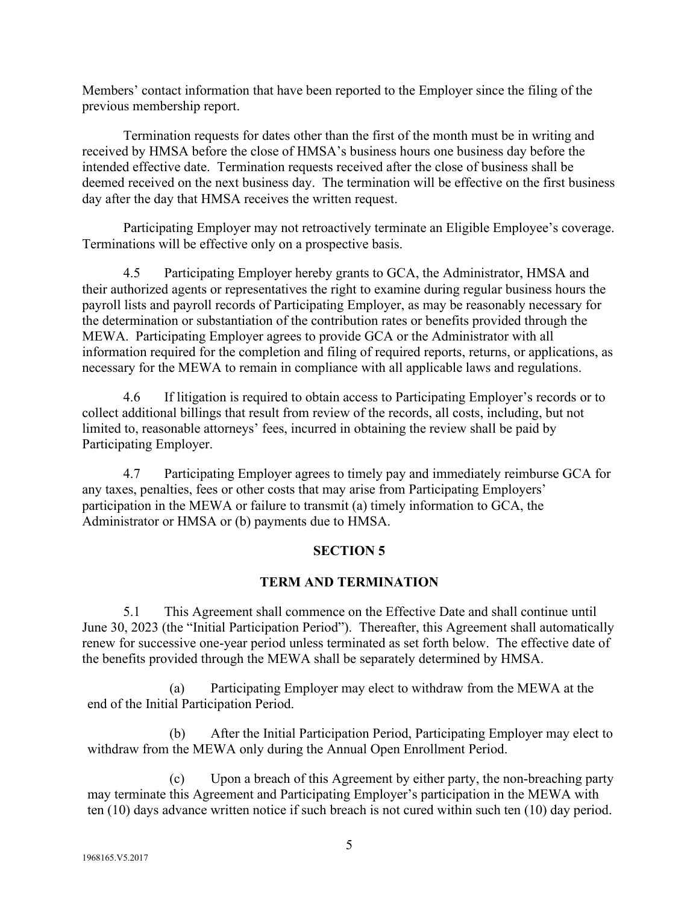Members' contact information that have been reported to the Employer since the filing of the previous membership report.

Termination requests for dates other than the first of the month must be in writing and received by HMSA before the close of HMSA's business hours one business day before the intended effective date. Termination requests received after the close of business shall be deemed received on the next business day. The termination will be effective on the first business day after the day that HMSA receives the written request.

Participating Employer may not retroactively terminate an Eligible Employee's coverage. Terminations will be effective only on a prospective basis.

4.5 Participating Employer hereby grants to GCA, the Administrator, HMSA and their authorized agents or representatives the right to examine during regular business hours the payroll lists and payroll records of Participating Employer, as may be reasonably necessary for the determination or substantiation of the contribution rates or benefits provided through the MEWA. Participating Employer agrees to provide GCA or the Administrator with all information required for the completion and filing of required reports, returns, or applications, as necessary for the MEWA to remain in compliance with all applicable laws and regulations.

4.6 If litigation is required to obtain access to Participating Employer's records or to collect additional billings that result from review of the records, all costs, including, but not limited to, reasonable attorneys' fees, incurred in obtaining the review shall be paid by Participating Employer.

4.7 Participating Employer agrees to timely pay and immediately reimburse GCA for any taxes, penalties, fees or other costs that may arise from Participating Employers' participation in the MEWA or failure to transmit (a) timely information to GCA, the Administrator or HMSA or (b) payments due to HMSA.

## SECTION 5

## TERM AND TERMINATION

5.1 This Agreement shall commence on the Effective Date and shall continue until June 30, 2023 (the "Initial Participation Period"). Thereafter, this Agreement shall automatically renew for successive one-year period unless terminated as set forth below. The effective date of the benefits provided through the MEWA shall be separately determined by HMSA.

(a) Participating Employer may elect to withdraw from the MEWA at the end of the Initial Participation Period.

(b) After the Initial Participation Period, Participating Employer may elect to withdraw from the MEWA only during the Annual Open Enrollment Period.

(c) Upon a breach of this Agreement by either party, the non-breaching party may terminate this Agreement and Participating Employer's participation in the MEWA with ten (10) days advance written notice if such breach is not cured within such ten (10) day period.

1968165.V5.2017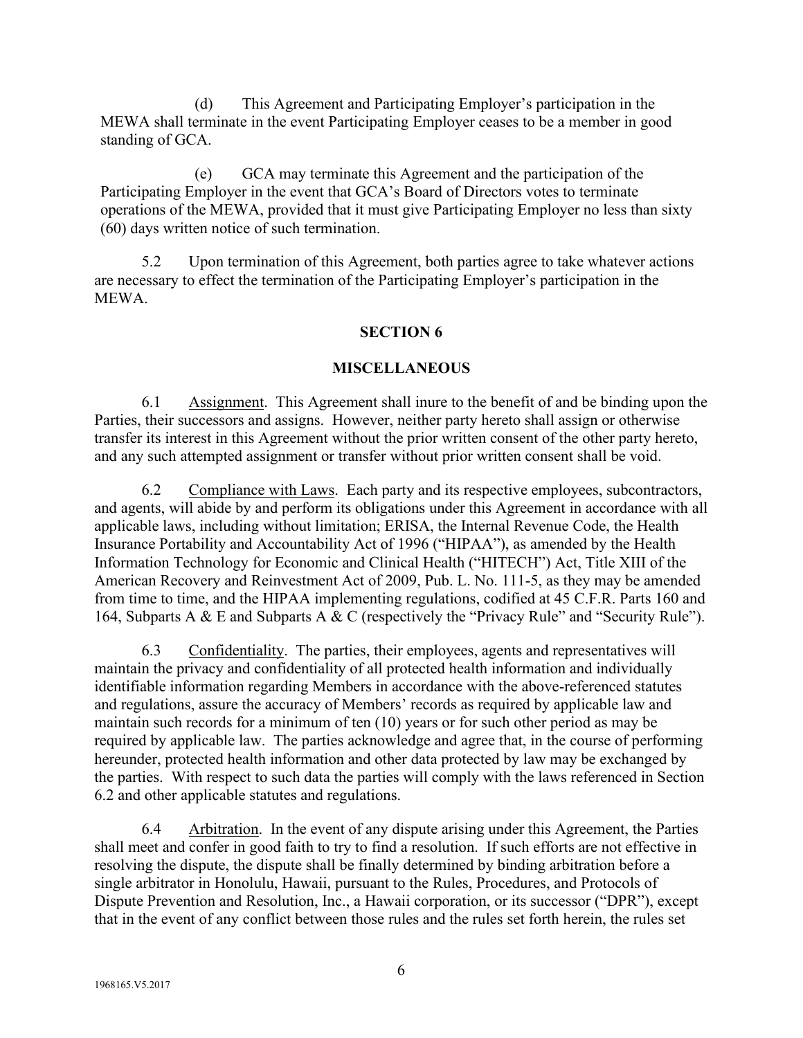(d) This Agreement and Participating Employer's participation in the MEWA shall terminate in the event Participating Employer ceases to be a member in good standing of GCA.

(e) GCA may terminate this Agreement and the participation of the Participating Employer in the event that GCA's Board of Directors votes to terminate operations of the MEWA, provided that it must give Participating Employer no less than sixty (60) days written notice of such termination.

5.2 Upon termination of this Agreement, both parties agree to take whatever actions are necessary to effect the termination of the Participating Employer's participation in the MEWA.

## SECTION 6

## MISCELLANEOUS

6.1 Assignment. This Agreement shall inure to the benefit of and be binding upon the Parties, their successors and assigns. However, neither party hereto shall assign or otherwise transfer its interest in this Agreement without the prior written consent of the other party hereto, and any such attempted assignment or transfer without prior written consent shall be void.

6.2 Compliance with Laws. Each party and its respective employees, subcontractors, and agents, will abide by and perform its obligations under this Agreement in accordance with all applicable laws, including without limitation; ERISA, the Internal Revenue Code, the Health Insurance Portability and Accountability Act of 1996 ("HIPAA"), as amended by the Health Information Technology for Economic and Clinical Health ("HITECH") Act, Title XIII of the American Recovery and Reinvestment Act of 2009, Pub. L. No. 111-5, as they may be amended from time to time, and the HIPAA implementing regulations, codified at 45 C.F.R. Parts 160 and 164, Subparts A & E and Subparts A & C (respectively the "Privacy Rule" and "Security Rule").

6.3 Confidentiality. The parties, their employees, agents and representatives will maintain the privacy and confidentiality of all protected health information and individually identifiable information regarding Members in accordance with the above-referenced statutes and regulations, assure the accuracy of Members' records as required by applicable law and maintain such records for a minimum of ten (10) years or for such other period as may be required by applicable law. The parties acknowledge and agree that, in the course of performing hereunder, protected health information and other data protected by law may be exchanged by the parties. With respect to such data the parties will comply with the laws referenced in Section 6.2 and other applicable statutes and regulations.

6.4 Arbitration. In the event of any dispute arising under this Agreement, the Parties shall meet and confer in good faith to try to find a resolution. If such efforts are not effective in resolving the dispute, the dispute shall be finally determined by binding arbitration before a single arbitrator in Honolulu, Hawaii, pursuant to the Rules, Procedures, and Protocols of Dispute Prevention and Resolution, Inc., a Hawaii corporation, or its successor ("DPR"), except that in the event of any conflict between those rules and the rules set forth herein, the rules set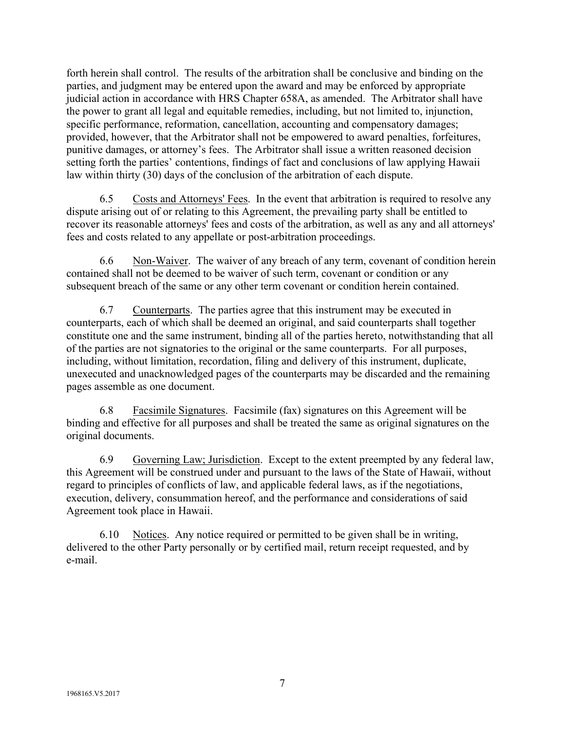forth herein shall control. The results of the arbitration shall be conclusive and binding on the parties, and judgment may be entered upon the award and may be enforced by appropriate judicial action in accordance with HRS Chapter 658A, as amended. The Arbitrator shall have the power to grant all legal and equitable remedies, including, but not limited to, injunction, specific performance, reformation, cancellation, accounting and compensatory damages; provided, however, that the Arbitrator shall not be empowered to award penalties, forfeitures, punitive damages, or attorney's fees. The Arbitrator shall issue a written reasoned decision setting forth the parties' contentions, findings of fact and conclusions of law applying Hawaii law within thirty (30) days of the conclusion of the arbitration of each dispute.

6.5 Costs and Attorneys' Fees. In the event that arbitration is required to resolve any dispute arising out of or relating to this Agreement, the prevailing party shall be entitled to recover its reasonable attorneys' fees and costs of the arbitration, as well as any and all attorneys' fees and costs related to any appellate or post-arbitration proceedings.

6.6 Non-Waiver. The waiver of any breach of any term, covenant of condition herein contained shall not be deemed to be waiver of such term, covenant or condition or any subsequent breach of the same or any other term covenant or condition herein contained.

6.7 Counterparts. The parties agree that this instrument may be executed in counterparts, each of which shall be deemed an original, and said counterparts shall together constitute one and the same instrument, binding all of the parties hereto, notwithstanding that all of the parties are not signatories to the original or the same counterparts. For all purposes, including, without limitation, recordation, filing and delivery of this instrument, duplicate, unexecuted and unacknowledged pages of the counterparts may be discarded and the remaining pages assemble as one document.

6.8 Facsimile Signatures. Facsimile (fax) signatures on this Agreement will be binding and effective for all purposes and shall be treated the same as original signatures on the original documents.

6.9 Governing Law; Jurisdiction. Except to the extent preempted by any federal law, this Agreement will be construed under and pursuant to the laws of the State of Hawaii, without regard to principles of conflicts of law, and applicable federal laws, as if the negotiations, execution, delivery, consummation hereof, and the performance and considerations of said Agreement took place in Hawaii.

6.10 Notices. Any notice required or permitted to be given shall be in writing, delivered to the other Party personally or by certified mail, return receipt requested, and by e-mail.

1968165.V5.2017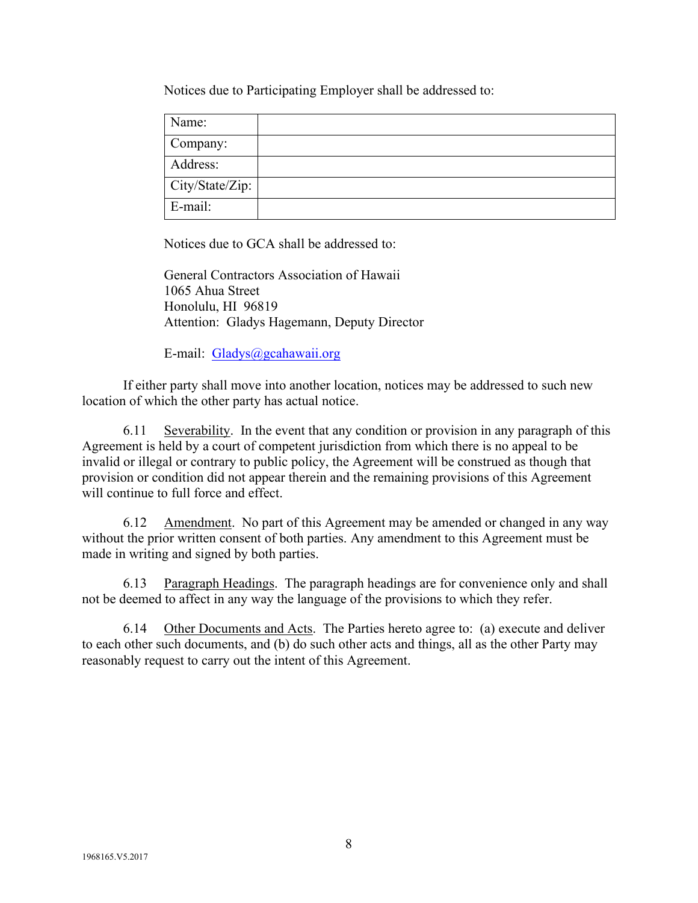Notices due to Participating Employer shall be addressed to:

| Name: | |
|---|---|
| Company: | |
| Address: | |
| City/State/Zip: | |
| E-mail: | |

Notices due to GCA shall be addressed to:

General Contractors Association of Hawaii
1065 Ahua Street
Honolulu, HI 96819
Attention: Gladys Hagemann, Deputy Director

E-mail: Gladys@gcahawaii.org

If either party shall move into another location, notices may be addressed to such new location of which the other party has actual notice.

6.11 Severability. In the event that any condition or provision in any paragraph of this Agreement is held by a court of competent jurisdiction from which there is no appeal to be invalid or illegal or contrary to public policy, the Agreement will be construed as though that provision or condition did not appear therein and the remaining provisions of this Agreement will continue to full force and effect.

6.12 Amendment. No part of this Agreement may be amended or changed in any way without the prior written consent of both parties. Any amendment to this Agreement must be made in writing and signed by both parties.

6.13 Paragraph Headings. The paragraph headings are for convenience only and shall not be deemed to affect in any way the language of the provisions to which they refer.

6.14 Other Documents and Acts. The Parties hereto agree to: (a) execute and deliver to each other such documents, and (b) do such other acts and things, all as the other Party may reasonably request to carry out the intent of this Agreement.

1968165.V5.2017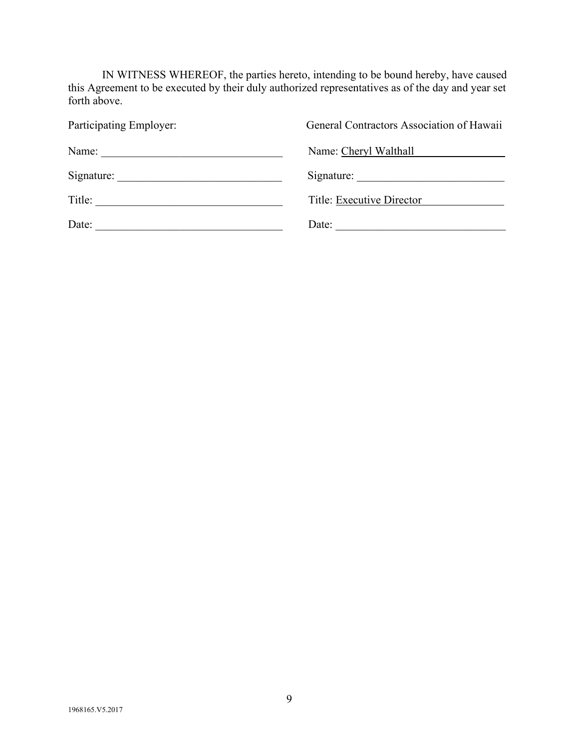IN WITNESS WHEREOF, the parties hereto, intending to be bound hereby, have caused this Agreement to be executed by their duly authorized representatives as of the day and year set forth above.

| | |
|---|---|
| Participating Employer: | General Contractors Association of Hawaii |
| Name: ______________________________ | Name: Cheryl Walthall |
| Signature: ___________________________ | Signature: _________________________ |
| Title: _______________________________ | Title: Executive Director |
| Date: _______________________________ | Date: _____________________________ |

1968165.V5.2017